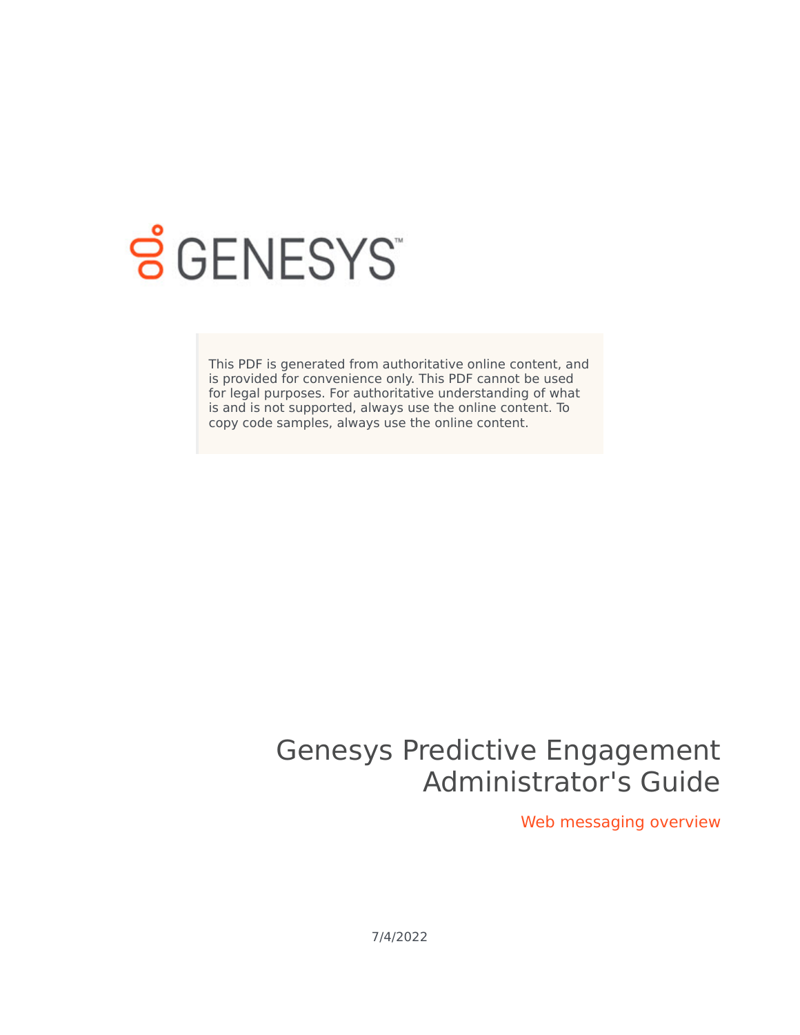GENESYS

This PDF is generated from authoritative online content, and is provided for convenience only. This PDF cannot be used for legal purposes. For authoritative understanding of what is and is not supported, always use the online content. To copy code samples, always use the online content.

# Genesys Predictive Engagement Administrator's Guide

## Web messaging overview

7/4/2022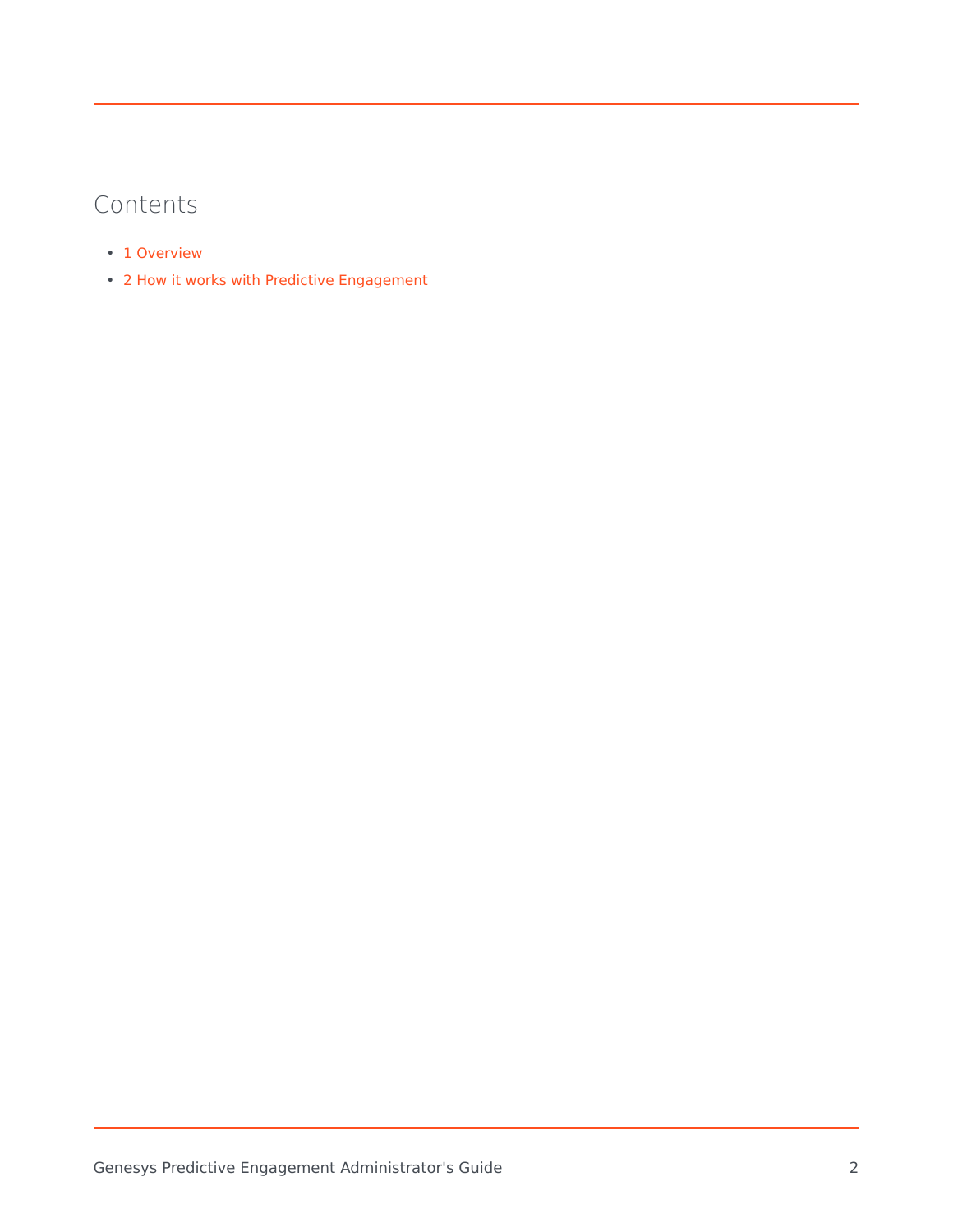## Contents

- 1 Overview
- 2 How it works with Predictive Engagement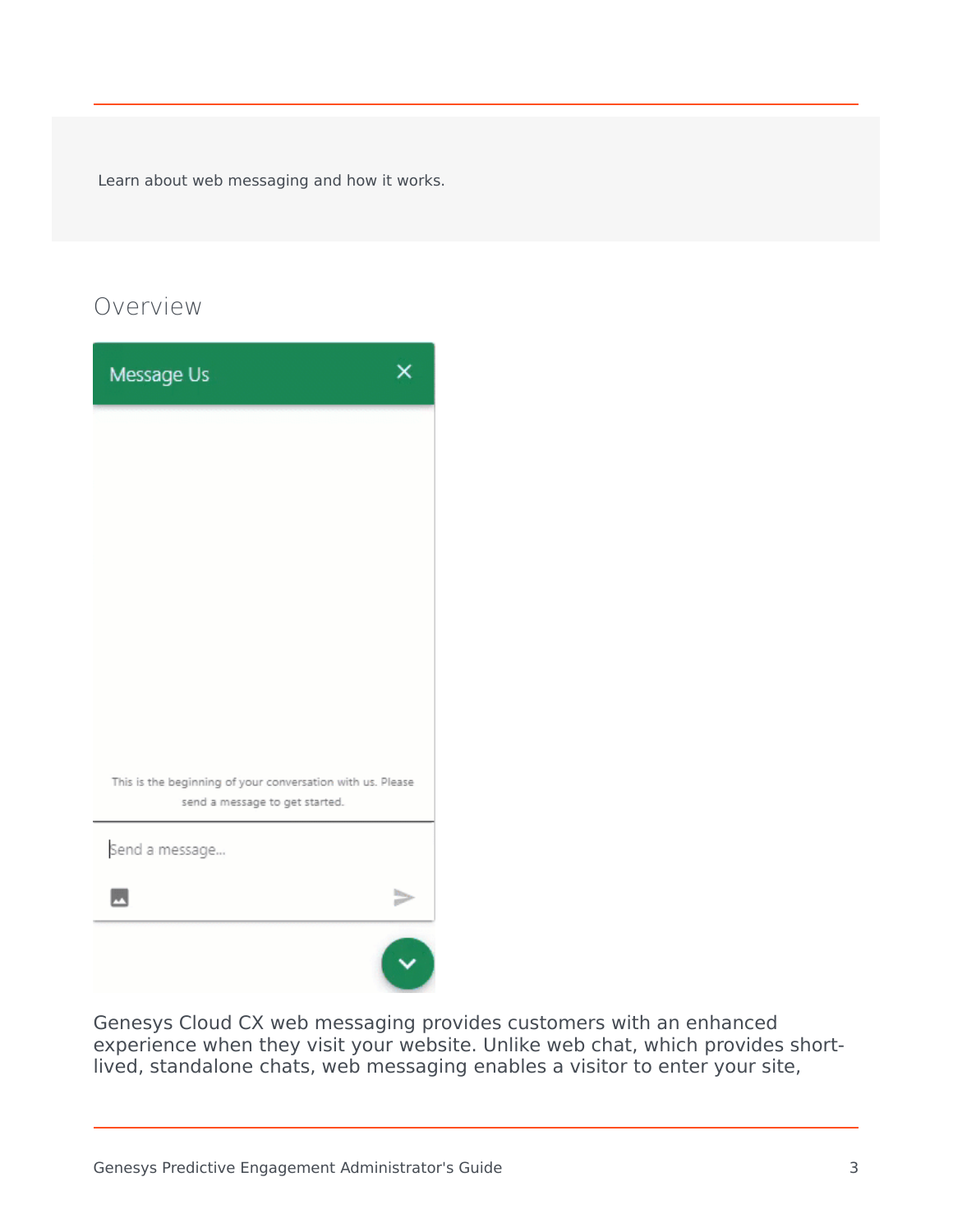Learn about web messaging and how it works.

## Overview

Genesys Cloud CX web messaging provides customers with an enhanced experience when they visit your website. Unlike web chat, which provides short-lived, standalone chats, web messaging enables a visitor to enter your site,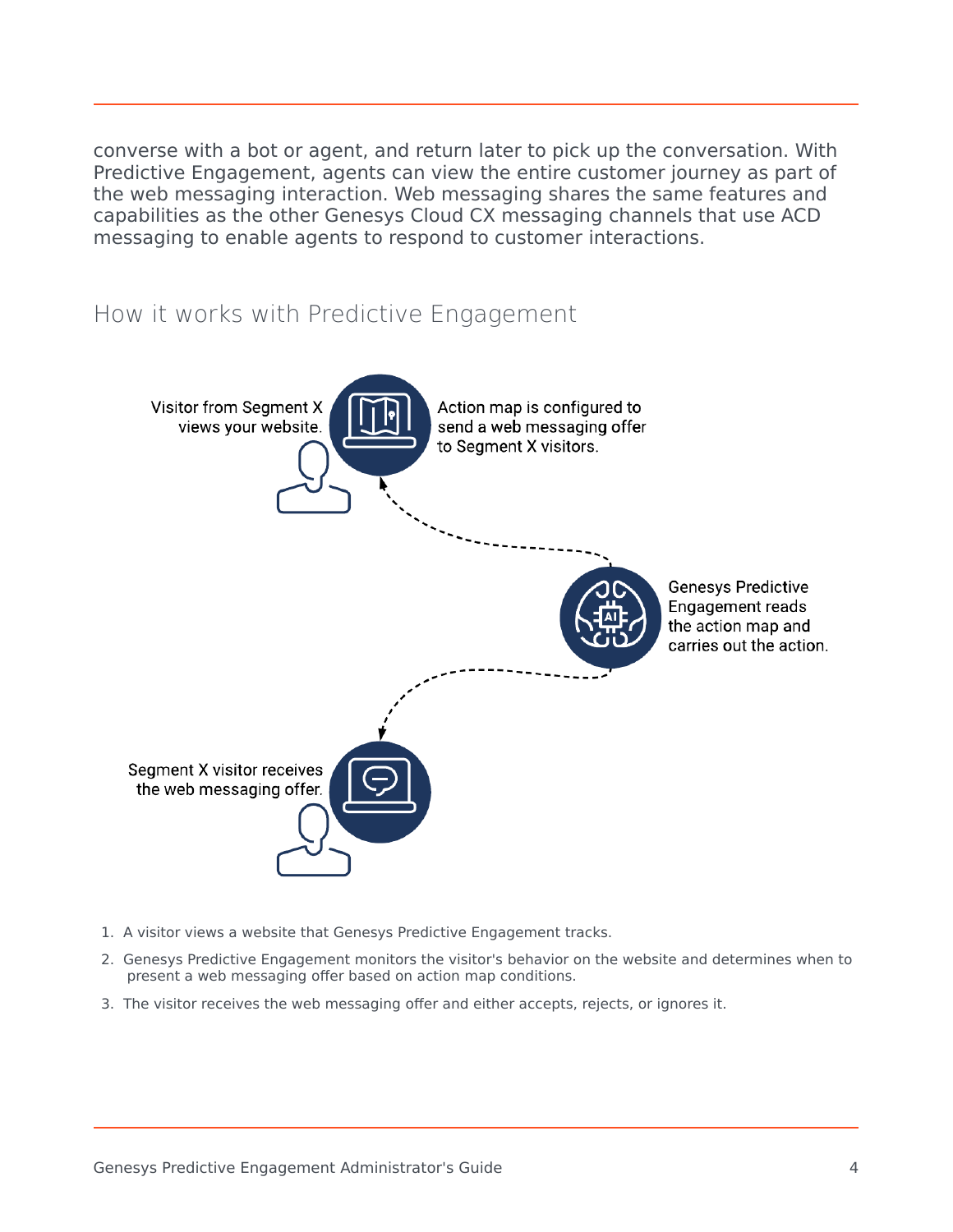converse with a bot or agent, and return later to pick up the conversation. With Predictive Engagement, agents can view the entire customer journey as part of the web messaging interaction. Web messaging shares the same features and capabilities as the other Genesys Cloud CX messaging channels that use ACD messaging to enable agents to respond to customer interactions.

## How it works with Predictive Engagement

Visitor from Segment X views your website.

Action map is configured to send a web messaging offer to Segment X visitors.

Genesys Predictive Engagement reads the action map and carries out the action.

Segment X visitor receives the web messaging offer.

1. A visitor views a website that Genesys Predictive Engagement tracks.
2. Genesys Predictive Engagement monitors the visitor's behavior on the website and determines when to present a web messaging offer based on action map conditions.
3. The visitor receives the web messaging offer and either accepts, rejects, or ignores it.